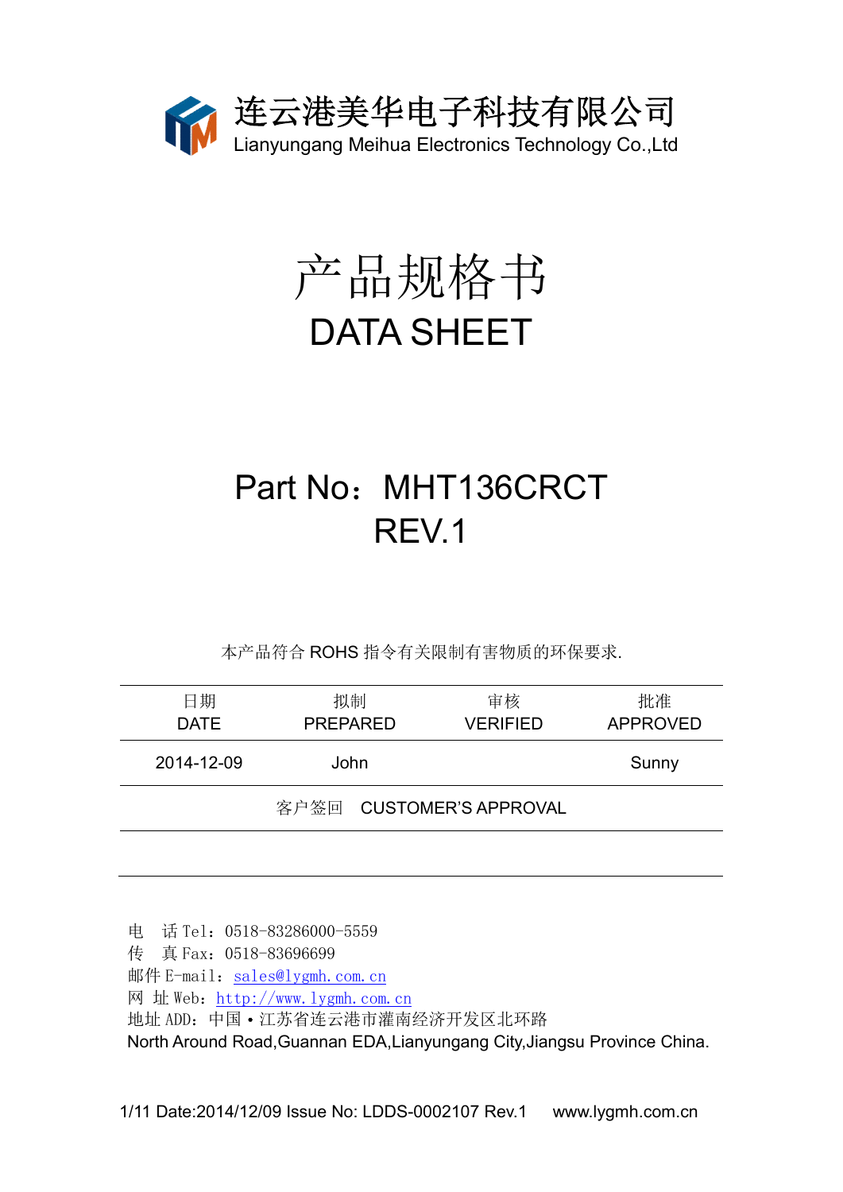# 连云港美华电子科技有限公司

Lianyungang Meihua Electronics Technology Co.,Ltd

# 产品规格书

# DATA SHEET

## Part No：MHT136CRCT

## REV.1

本产品符合 ROHS 指令有关限制有害物质的环保要求.

| 日期<br>DATE | 拟制<br>PREPARED | 审核<br>VERIFIED | 批准<br>APPROVED |
|---|---|---|---|
| 2014-12-09 | John | | Sunny |
| 客户签回　CUSTOMER'S APPROVAL | | | |
| | | | |

电　话 Tel：0518-83286000-5559

传　真 Fax：0518-83696699

邮件 E-mail：sales@lygmh.com.cn

网　址 Web：http://www.lygmh.com.cn

地址 ADD：中国 • 江苏省连云港市灌南经济开发区北环路

North Around Road,Guannan EDA,Lianyungang City,Jiangsu Province China.

Date:2014/12/09 Issue No: LDDS-0002107 Rev.1　www.lygmh.com.cn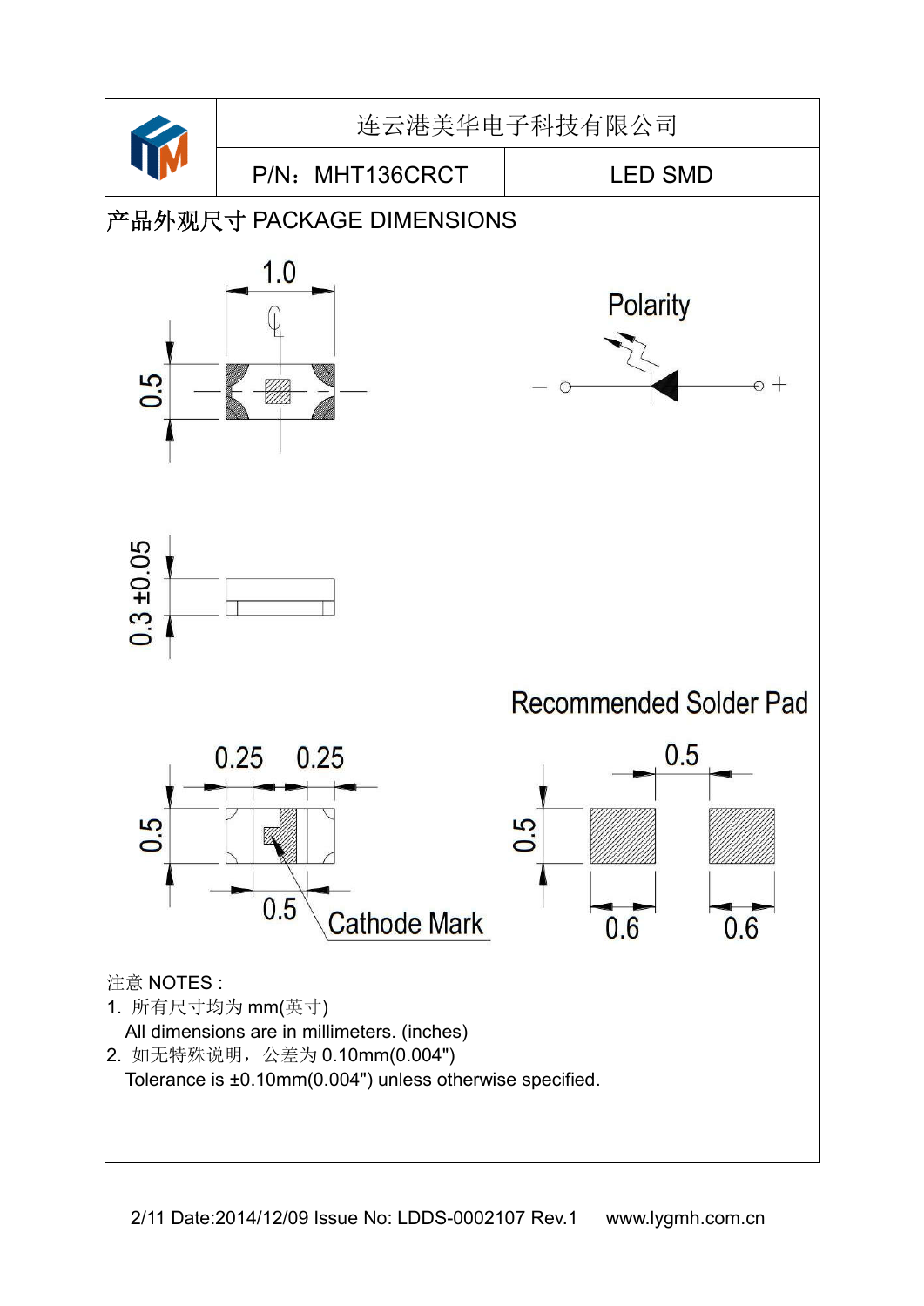| 连云港美华电子科技有限公司 | |
| --- | --- |
| P/N：MHT136CRCT | LED SMD |

## 产品外观尺寸 PACKAGE DIMENSIONS

1.0

0.5

Polarity

0.3 ±0.05

Recommended Solder Pad

0.25 0.25

0.5

0.5

Cathode Mark

0.5

0.5

0.6 0.6

注意 NOTES :

1. 所有尺寸均为 mm(英寸)
   All dimensions are in millimeters. (inches)
2. 如无特殊说明，公差为 0.10mm(0.004")
   Tolerance is ±0.10mm(0.004") unless otherwise specified.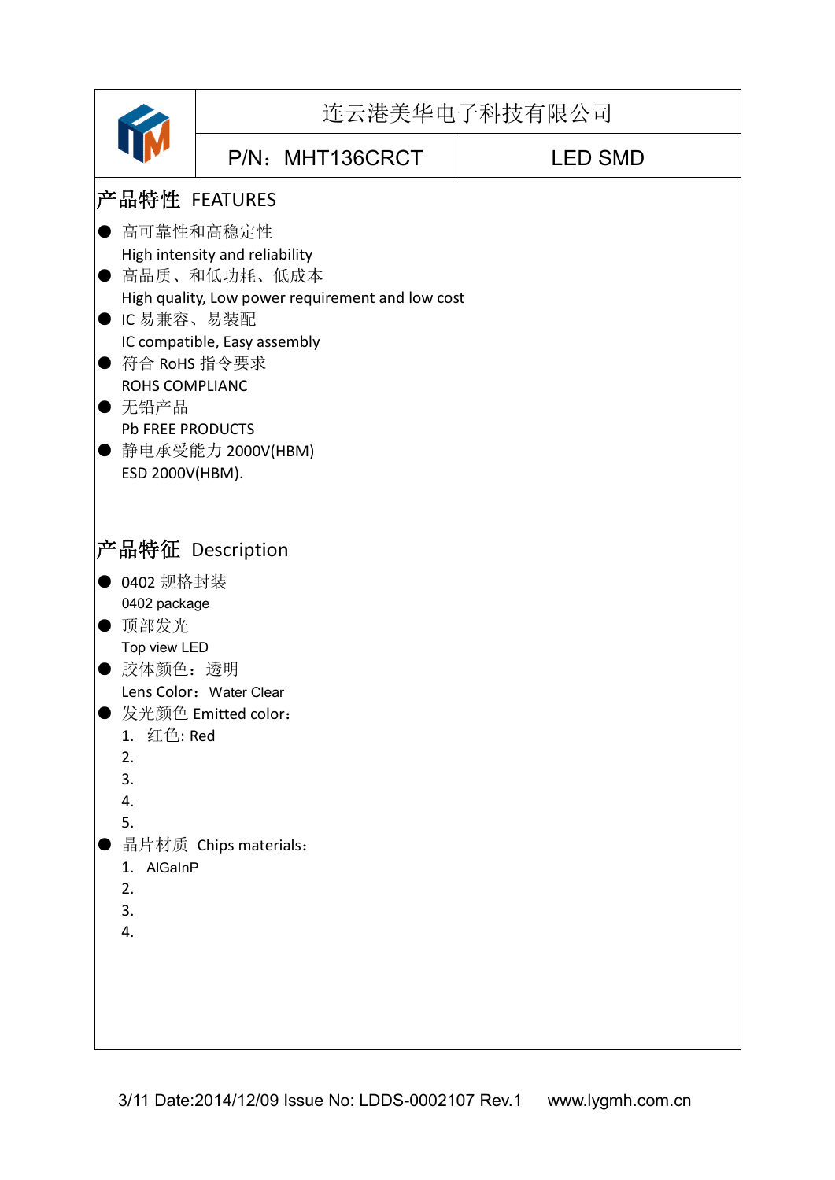| 连云港美华电子科技有限公司 | |
|---|---|
| P/N：MHT136CRCT | LED SMD |

## 产品特性 FEATURES

- 高可靠性和高稳定性
  High intensity and reliability
- 高品质、和低功耗、低成本
  High quality, Low power requirement and low cost
- IC 易兼容、易装配
  IC compatible, Easy assembly
- 符合 RoHS 指令要求
  ROHS COMPLIANC
- 无铅产品
  Pb FREE PRODUCTS
- 静电承受能力 2000V(HBM)
  ESD 2000V(HBM).

## 产品特征 Description

- 0402 规格封装
  0402 package
- 顶部发光
  Top view LED
- 胶体颜色：透明
  Lens Color：Water Clear
- 发光颜色 Emitted color：
  1. 红色: Red
  2.
  3.
  4.
  5.
- 晶片材质 Chips materials：
  1. AlGaInP
  2.
  3.
  4.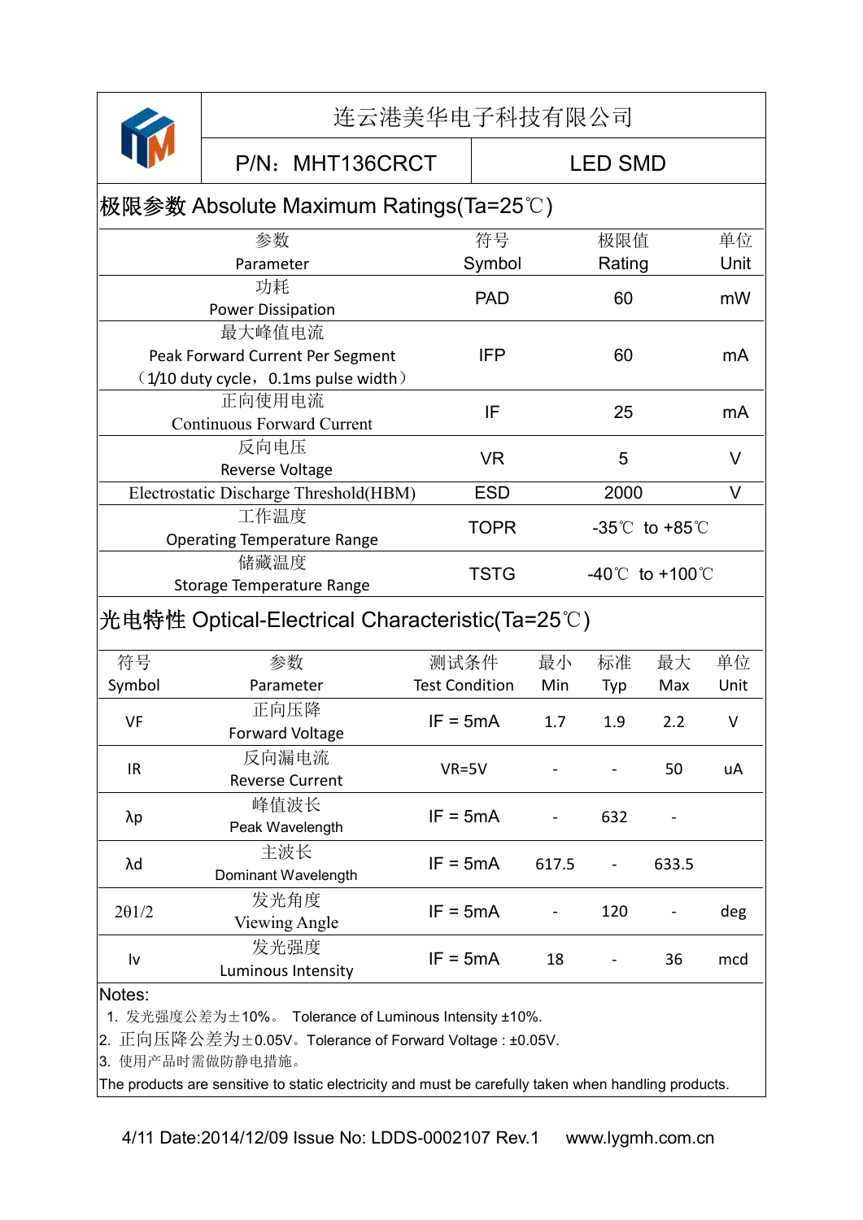| 连云港美华电子科技有限公司 | |
|---|---|
| P/N：MHT136CRCT | LED SMD |

## 极限参数 Absolute Maximum Ratings(Ta=25℃)

| 参数<br>Parameter | 符号<br>Symbol | 极限值<br>Rating | 单位<br>Unit |
|---|---|---|---|
| 功耗<br>Power Dissipation | PAD | 60 | mW |
| 最大峰值电流<br>Peak Forward Current Per Segment<br>（1/10 duty cycle，0.1ms pulse width） | IFP | 60 | mA |
| 正向使用电流<br>Continuous Forward Current | IF | 25 | mA |
| 反向电压<br>Reverse Voltage | VR | 5 | V |
| Electrostatic Discharge Threshold(HBM) | ESD | 2000 | V |
| 工作温度<br>Operating Temperature Range | TOPR | -35℃ to +85℃ | |
| 储藏温度<br>Storage Temperature Range | TSTG | -40℃ to +100℃ | |

## 光电特性 Optical-Electrical Characteristic(Ta=25℃)

| 符号<br>Symbol | 参数<br>Parameter | 测试条件<br>Test Condition | 最小<br>Min | 标准<br>Typ | 最大<br>Max | 单位<br>Unit |
|---|---|---|---|---|---|---|
| VF | 正向压降<br>Forward Voltage | IF = 5mA | 1.7 | 1.9 | 2.2 | V |
| IR | 反向漏电流<br>Reverse Current | VR=5V | - | - | 50 | uA |
| λp | 峰值波长<br>Peak Wavelength | IF = 5mA | - | 632 | - | |
| λd | 主波长<br>Dominant Wavelength | IF = 5mA | 617.5 | - | 633.5 | |
| 2θ1/2 | 发光角度<br>Viewing Angle | IF = 5mA | - | 120 | - | deg |
| Iv | 发光强度<br>Luminous Intensity | IF = 5mA | 18 | - | 36 | mcd |

Notes:

1. 发光强度公差为±10%。 Tolerance of Luminous Intensity ±10%.
2. 正向压降公差为±0.05V。Tolerance of Forward Voltage : ±0.05V.
3. 使用产品时需做防静电措施。

The products are sensitive to static electricity and must be carefully taken when handling products.

Date:2014/12/09 Issue No: LDDS-0002107 Rev.1 www.lygmh.com.cn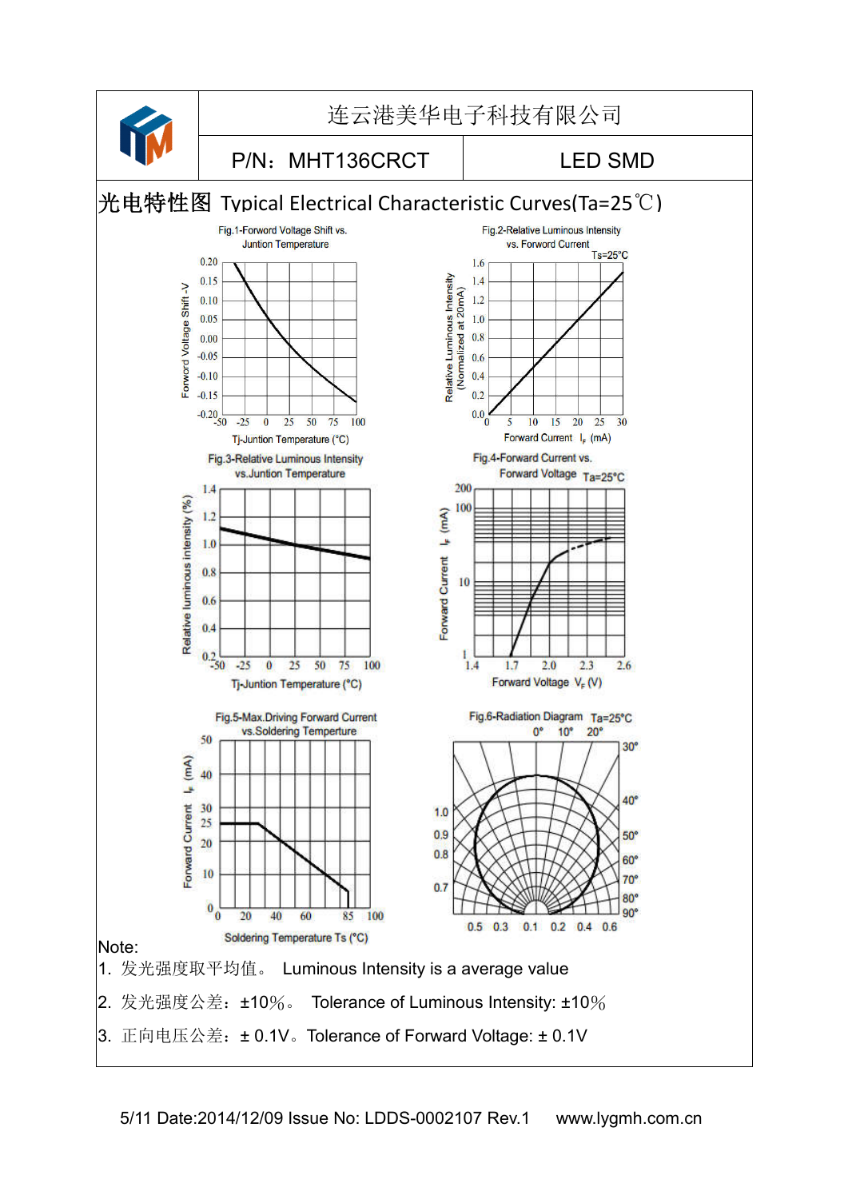| | 连云港美华电子科技有限公司 | |
|---|---|---|
| | P/N：MHT136CRCT | LED SMD |

## 光电特性图 Typical Electrical Characteristic Curves(Ta=25℃)

Fig.1-Forword Voltage Shift vs. Juntion Temperature

Fig.2-Relative Luminous Intensity vs. Forword Current

Fig.3-Relative Luminous Intensity vs.Juntion Temperature

Fig.4-Forward Current vs. Forward Voltage

Fig.5-Max.Driving Forward Current vs.Soldering Temperture

Fig.6-Radiation Diagram

Note:

1. 发光强度取平均值。 Luminous Intensity is a average value
2. 发光强度公差：±10%。 Tolerance of Luminous Intensity: ±10%
3. 正向电压公差：± 0.1V。Tolerance of Forward Voltage: ± 0.1V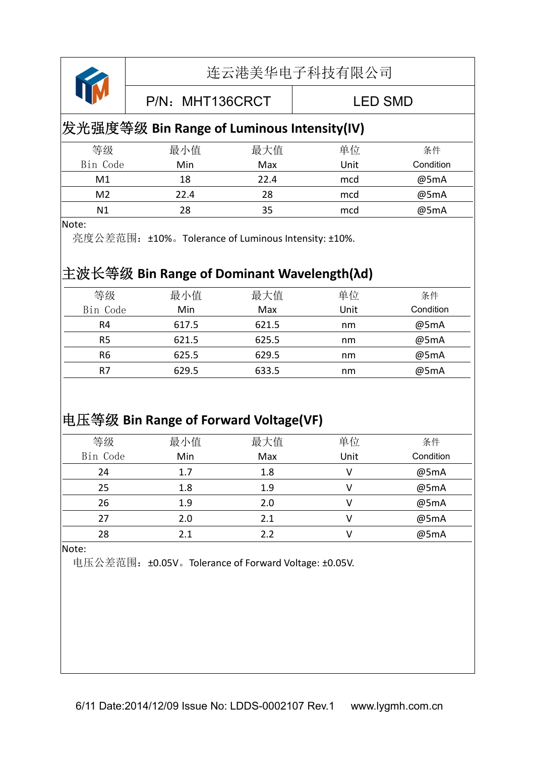| | 连云港美华电子科技有限公司 | |
|---|---|---|
| | P/N：MHT136CRCT | LED SMD |

## 发光强度等级 Bin Range of Luminous Intensity(IV)

| 等级 Bin Code | 最小值 Min | 最大值 Max | 单位 Unit | 条件 Condition |
|---|---|---|---|---|
| M1 | 18 | 22.4 | mcd | @5mA |
| M2 | 22.4 | 28 | mcd | @5mA |
| N1 | 28 | 35 | mcd | @5mA |

Note:

亮度公差范围：±10%。Tolerance of Luminous Intensity: ±10%.

## 主波长等级 Bin Range of Dominant Wavelength(λd)

| 等级 Bin Code | 最小值 Min | 最大值 Max | 单位 Unit | 条件 Condition |
|---|---|---|---|---|
| R4 | 617.5 | 621.5 | nm | @5mA |
| R5 | 621.5 | 625.5 | nm | @5mA |
| R6 | 625.5 | 629.5 | nm | @5mA |
| R7 | 629.5 | 633.5 | nm | @5mA |

## 电压等级 Bin Range of Forward Voltage(VF)

| 等级 Bin Code | 最小值 Min | 最大值 Max | 单位 Unit | 条件 Condition |
|---|---|---|---|---|
| 24 | 1.7 | 1.8 | V | @5mA |
| 25 | 1.8 | 1.9 | V | @5mA |
| 26 | 1.9 | 2.0 | V | @5mA |
| 27 | 2.0 | 2.1 | V | @5mA |
| 28 | 2.1 | 2.2 | V | @5mA |

Note:

电压公差范围：±0.05V。Tolerance of Forward Voltage: ±0.05V.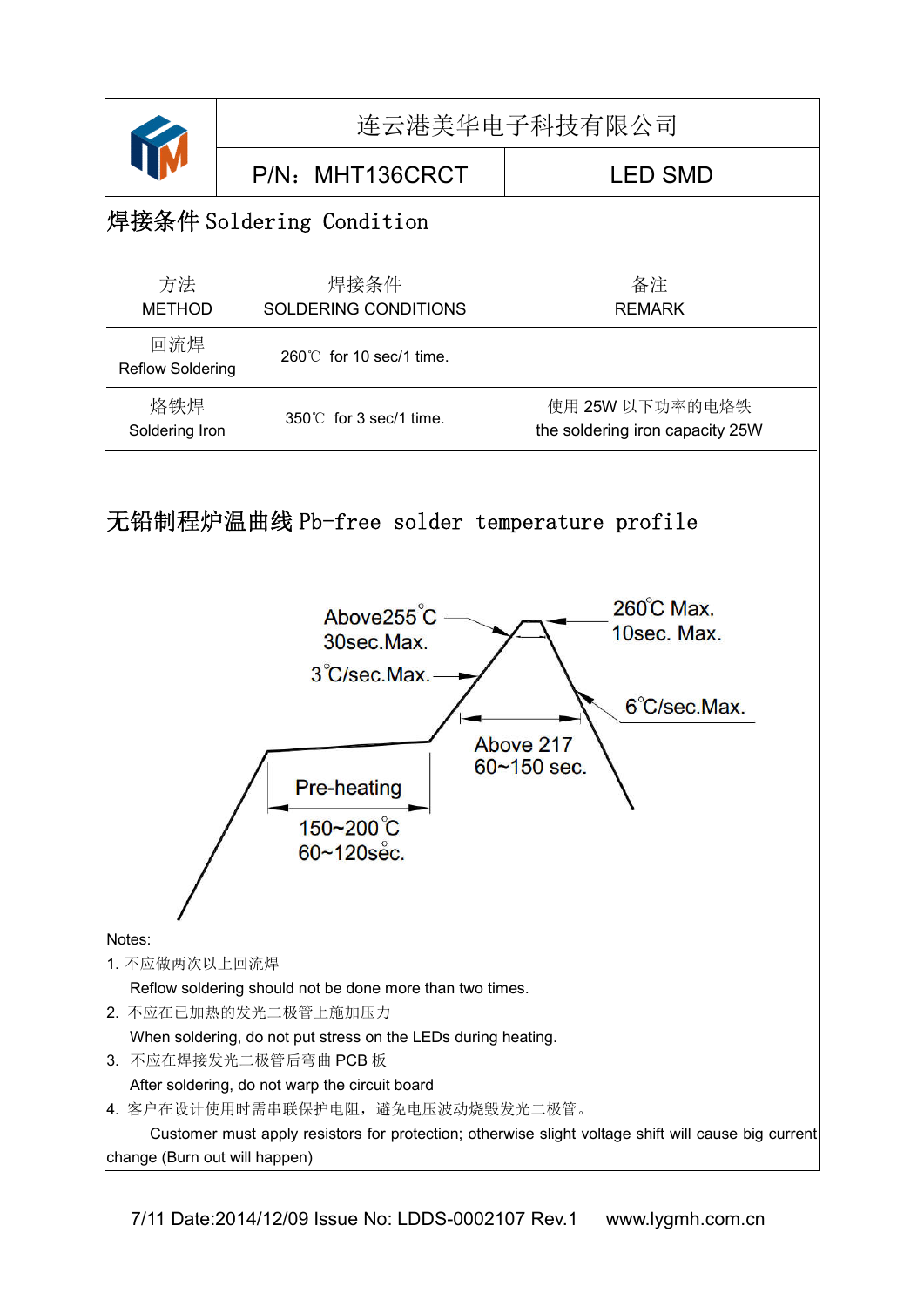| | 连云港美华电子科技有限公司 | |
|---|---|---|
| | P/N：MHT136CRCT | LED SMD |

## 焊接条件 Soldering Condition

| 方法<br>METHOD | 焊接条件<br>SOLDERING CONDITIONS | 备注<br>REMARK |
|---|---|---|
| 回流焊<br>Reflow Soldering | 260℃ for 10 sec/1 time. | |
| 烙铁焊<br>Soldering Iron | 350℃ for 3 sec/1 time. | 使用 25W 以下功率的电烙铁<br>the soldering iron capacity 25W |

## 无铅制程炉温曲线 Pb-free solder temperature profile

Above255°C
30sec.Max.

3°C/sec.Max.

260°C Max.
10sec. Max.

6°C/sec.Max.

Above 217
60~150 sec.

Pre-heating
150~200°C
60~120sec.

Notes:

1. 不应做两次以上回流焊
   Reflow soldering should not be done more than two times.
2. 不应在已加热的发光二极管上施加压力
   When soldering, do not put stress on the LEDs during heating.
3. 不应在焊接发光二极管后弯曲 PCB 板
   After soldering, do not warp the circuit board
4. 客户在设计使用时需串联保护电阻，避免电压波动烧毁发光二极管。
   Customer must apply resistors for protection; otherwise slight voltage shift will cause big current change (Burn out will happen)

Date:2014/12/09 Issue No: LDDS-0002107 Rev.1 www.lygmh.com.cn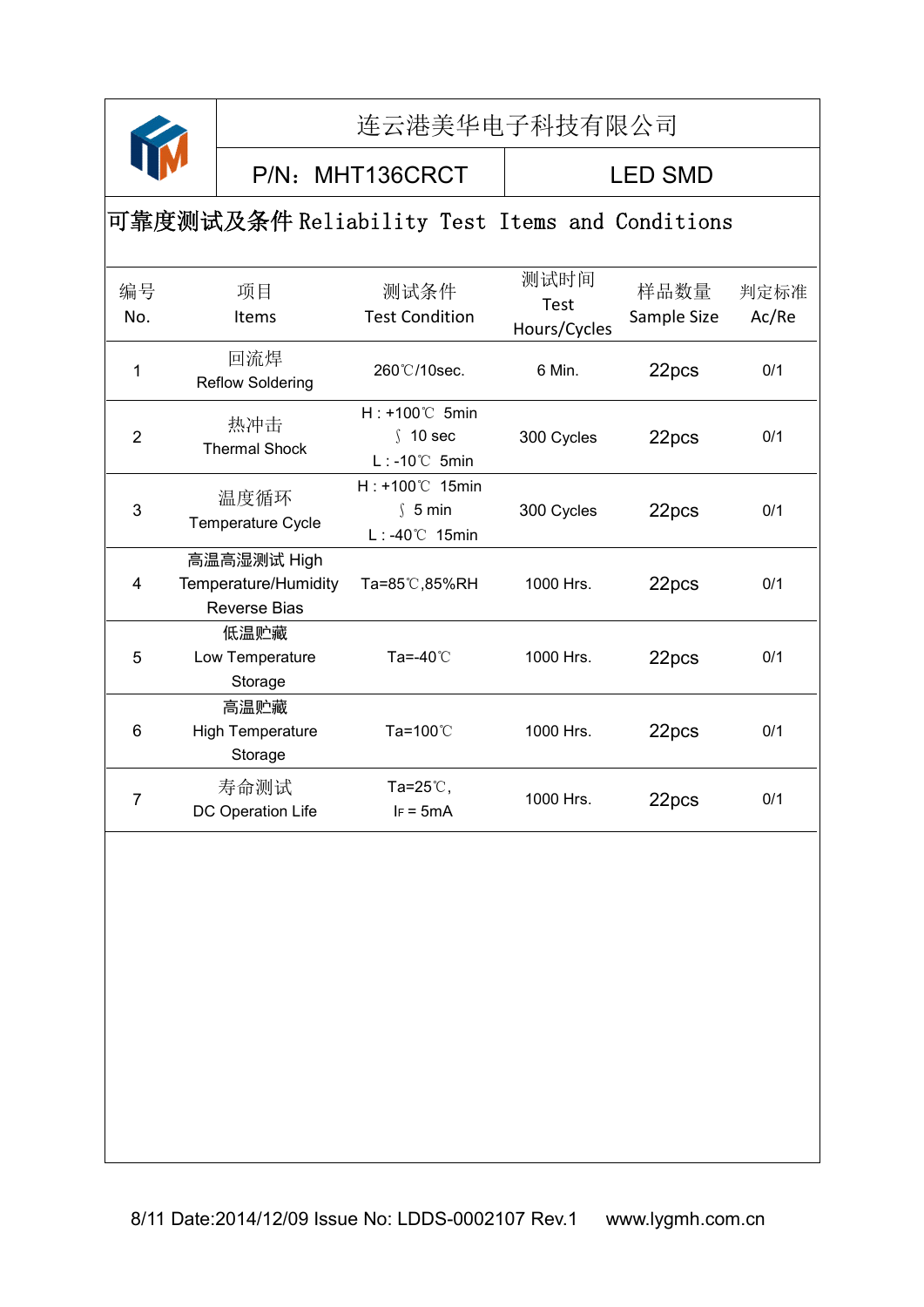| 连云港美华电子科技有限公司 | |
|---|---|
| P/N：MHT136CRCT | LED SMD |

## 可靠度测试及条件 Reliability Test Items and Conditions

| 编号 No. | 项目 Items | 测试条件 Test Condition | 测试时间 Test Hours/Cycles | 样品数量 Sample Size | 判定标准 Ac/Re |
|---|---|---|---|---|---|
| 1 | 回流焊 Reflow Soldering | 260℃/10sec. | 6 Min. | 22pcs | 0/1 |
| 2 | 热冲击 Thermal Shock | H : +100℃ 5min ∫ 10 sec L : -10℃ 5min | 300 Cycles | 22pcs | 0/1 |
| 3 | 温度循环 Temperature Cycle | H : +100℃ 15min ∫ 5 min L : -40℃ 15min | 300 Cycles | 22pcs | 0/1 |
| 4 | 高温高湿测试 High Temperature/Humidity Reverse Bias | Ta=85℃,85%RH | 1000 Hrs. | 22pcs | 0/1 |
| 5 | 低温贮藏 Low Temperature Storage | Ta=-40℃ | 1000 Hrs. | 22pcs | 0/1 |
| 6 | 高温贮藏 High Temperature Storage | Ta=100℃ | 1000 Hrs. | 22pcs | 0/1 |
| 7 | 寿命测试 DC Operation Life | Ta=25℃, $I_F$ = 5mA | 1000 Hrs. | 22pcs | 0/1 |

Date:2014/12/09 Issue No: LDDS-0002107 Rev.1 www.lygmh.com.cn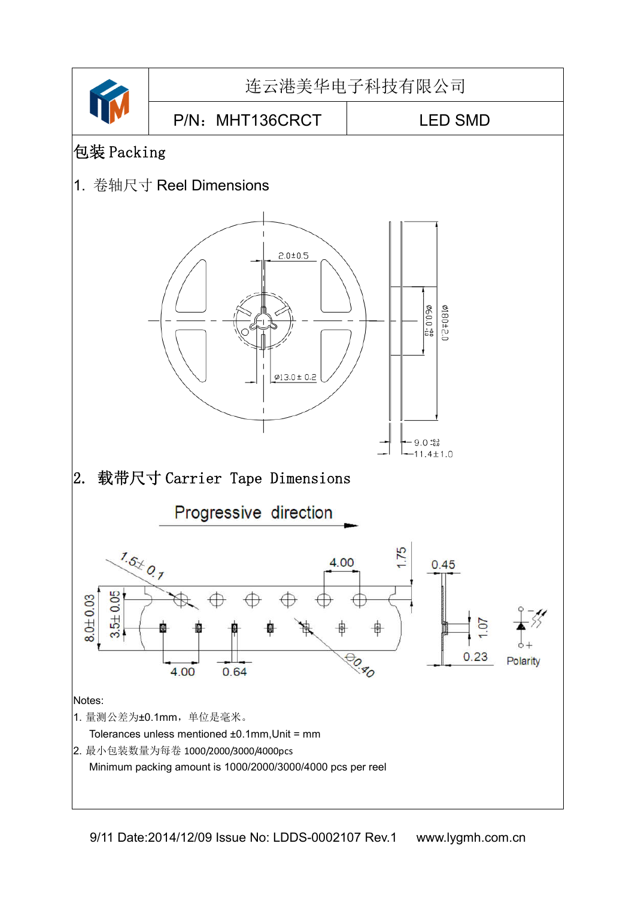| | 连云港美华电子科技有限公司 | |
|---|---|---|
| | P/N：MHT136CRCT | LED SMD |

# 包装 Packing

## 1. 卷轴尺寸 Reel Dimensions

2.0±0.5

Ø13.0± 0.2

Ø60.0

Ø180±2.0

9.0

11.4±1.0

## 2. 载带尺寸 Carrier Tape Dimensions

Progressive direction

1.5± 0.1

4.00

1.75

0.45

8.0±0.03

3.5±0.05

1.07

0.23

Polarity

4.00

0.64

Ø0.40

Notes:

1. 量测公差为±0.1mm，单位是毫米。

   Tolerances unless mentioned ±0.1mm,Unit = mm

2. 最小包装数量为每卷 1000/2000/3000/4000pcs

   Minimum packing amount is 1000/2000/3000/4000 pcs per reel

9/11 Date:2014/12/09 Issue No: LDDS-0002107 Rev.1 www.lygmh.com.cn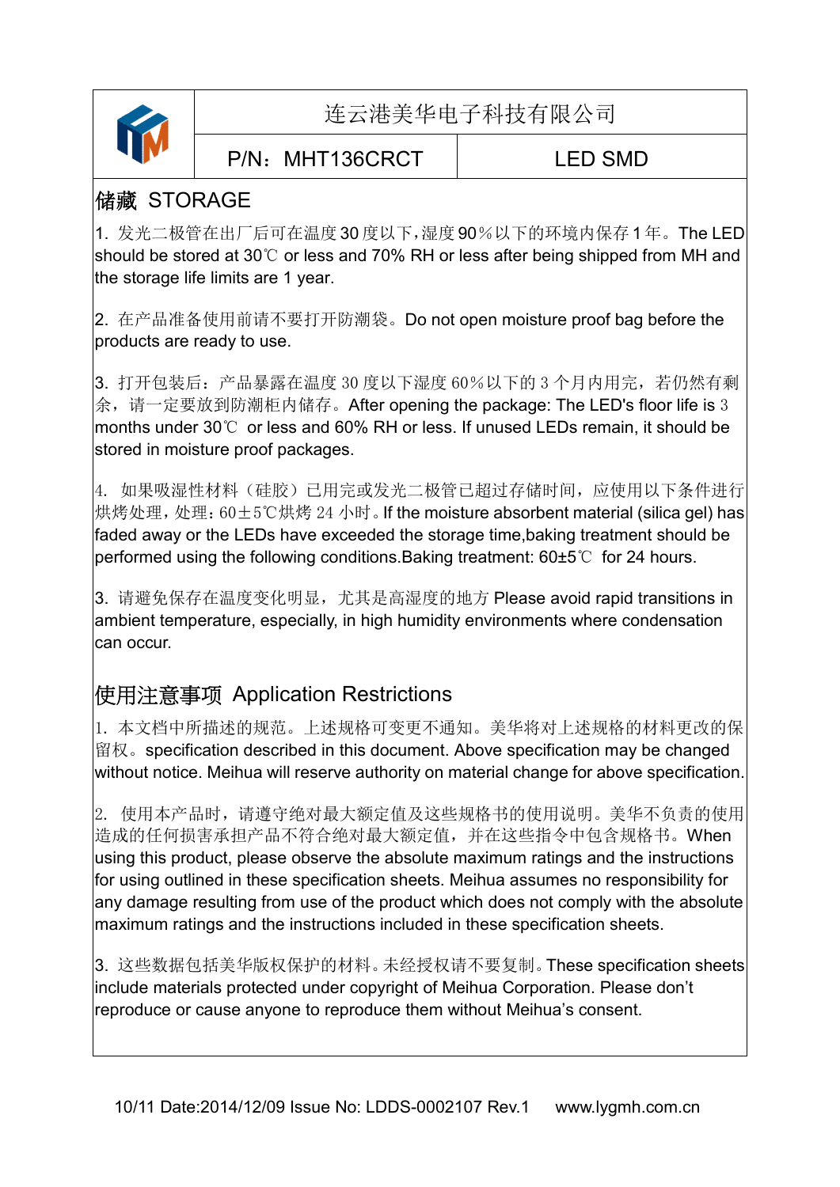| | 连云港美华电子科技有限公司 | |
|---|---|---|
| | P/N：MHT136CRCT | LED SMD |

## 储藏 STORAGE

1. 发光二极管在出厂后可在温度 30 度以下，湿度 90％以下的环境内保存 1 年。The LED should be stored at 30℃ or less and 70% RH or less after being shipped from MH and the storage life limits are 1 year.

2. 在产品准备使用前请不要打开防潮袋。Do not open moisture proof bag before the products are ready to use.

3. 打开包装后：产品暴露在温度 30 度以下湿度 60％以下的 3 个月内用完，若仍然有剩余，请一定要放到防潮柜内储存。After opening the package: The LED's floor life is 3 months under 30℃ or less and 60% RH or less. If unused LEDs remain, it should be stored in moisture proof packages.

4. 如果吸湿性材料（硅胶）已用完或发光二极管已超过存储时间，应使用以下条件进行烘烤处理，处理：60±5℃烘烤 24 小时。If the moisture absorbent material (silica gel) has faded away or the LEDs have exceeded the storage time,baking treatment should be performed using the following conditions.Baking treatment: 60±5℃ for 24 hours.

3. 请避免保存在温度变化明显，尤其是高湿度的地方 Please avoid rapid transitions in ambient temperature, especially, in high humidity environments where condensation can occur.

## 使用注意事项 Application Restrictions

1. 本文档中所描述的规范。上述规格可变更不通知。美华将对上述规格的材料更改的保留权。specification described in this document. Above specification may be changed without notice. Meihua will reserve authority on material change for above specification.

2. 使用本产品时，请遵守绝对最大额定值及这些规格书的使用说明。美华不负责的使用造成的任何损害承担产品不符合绝对最大额定值，并在这些指令中包含规格书。When using this product, please observe the absolute maximum ratings and the instructions for using outlined in these specification sheets. Meihua assumes no responsibility for any damage resulting from use of the product which does not comply with the absolute maximum ratings and the instructions included in these specification sheets.

3. 这些数据包括美华版权保护的材料。未经授权请不要复制。These specification sheets include materials protected under copyright of Meihua Corporation. Please don't reproduce or cause anyone to reproduce them without Meihua's consent.

Date:2014/12/09 Issue No: LDDS-0002107 Rev.1 www.lygmh.com.cn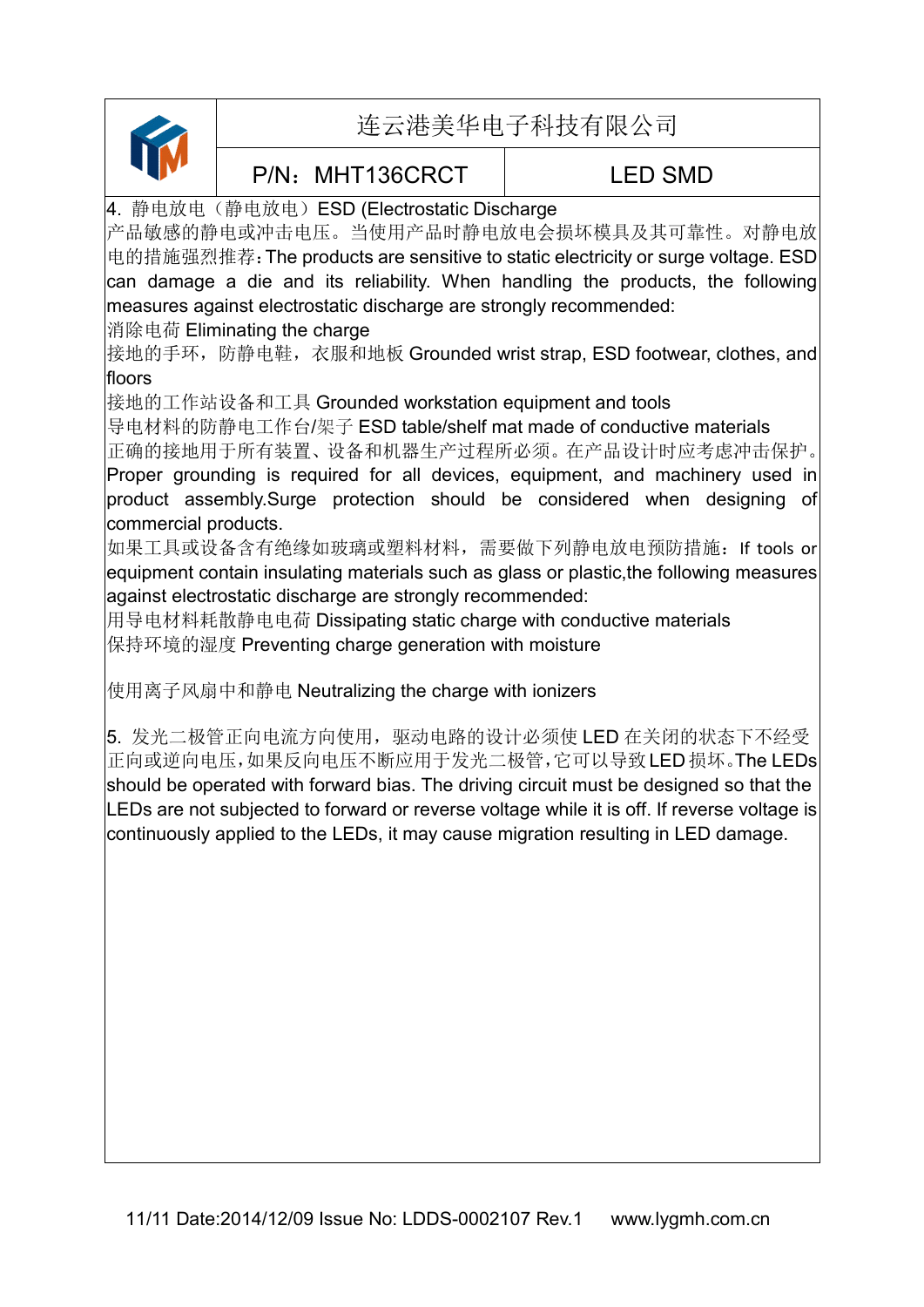| | 连云港美华电子科技有限公司 | |
|---|---|---|
| | P/N：MHT136CRCT | LED SMD |

4. 静电放电（静电放电）ESD (Electrostatic Discharge

产品敏感的静电或冲击电压。当使用产品时静电放电会损坏模具及其可靠性。对静电放电的措施强烈推荐：The products are sensitive to static electricity or surge voltage. ESD can damage a die and its reliability. When handling the products, the following measures against electrostatic discharge are strongly recommended:

消除电荷 Eliminating the charge

接地的手环，防静电鞋，衣服和地板 Grounded wrist strap, ESD footwear, clothes, and floors

接地的工作站设备和工具 Grounded workstation equipment and tools

导电材料的防静电工作台/架子 ESD table/shelf mat made of conductive materials

正确的接地用于所有装置、设备和机器生产过程所必须。在产品设计时应考虑冲击保护。Proper grounding is required for all devices, equipment, and machinery used in product assembly.Surge protection should be considered when designing of commercial products.

如果工具或设备含有绝缘如玻璃或塑料材料，需要做下列静电放电预防措施：If tools or equipment contain insulating materials such as glass or plastic,the following measures against electrostatic discharge are strongly recommended:

用导电材料耗散静电电荷 Dissipating static charge with conductive materials

保持环境的湿度 Preventing charge generation with moisture

使用离子风扇中和静电 Neutralizing the charge with ionizers

5. 发光二极管正向电流方向使用，驱动电路的设计必须使 LED 在关闭的状态下不经受正向或逆向电压，如果反向电压不断应用于发光二极管，它可以导致LED损坏。The LEDs should be operated with forward bias. The driving circuit must be designed so that the LEDs are not subjected to forward or reverse voltage while it is off. If reverse voltage is continuously applied to the LEDs, it may cause migration resulting in LED damage.

Date:2014/12/09 Issue No: LDDS-0002107 Rev.1 www.lygmh.com.cn